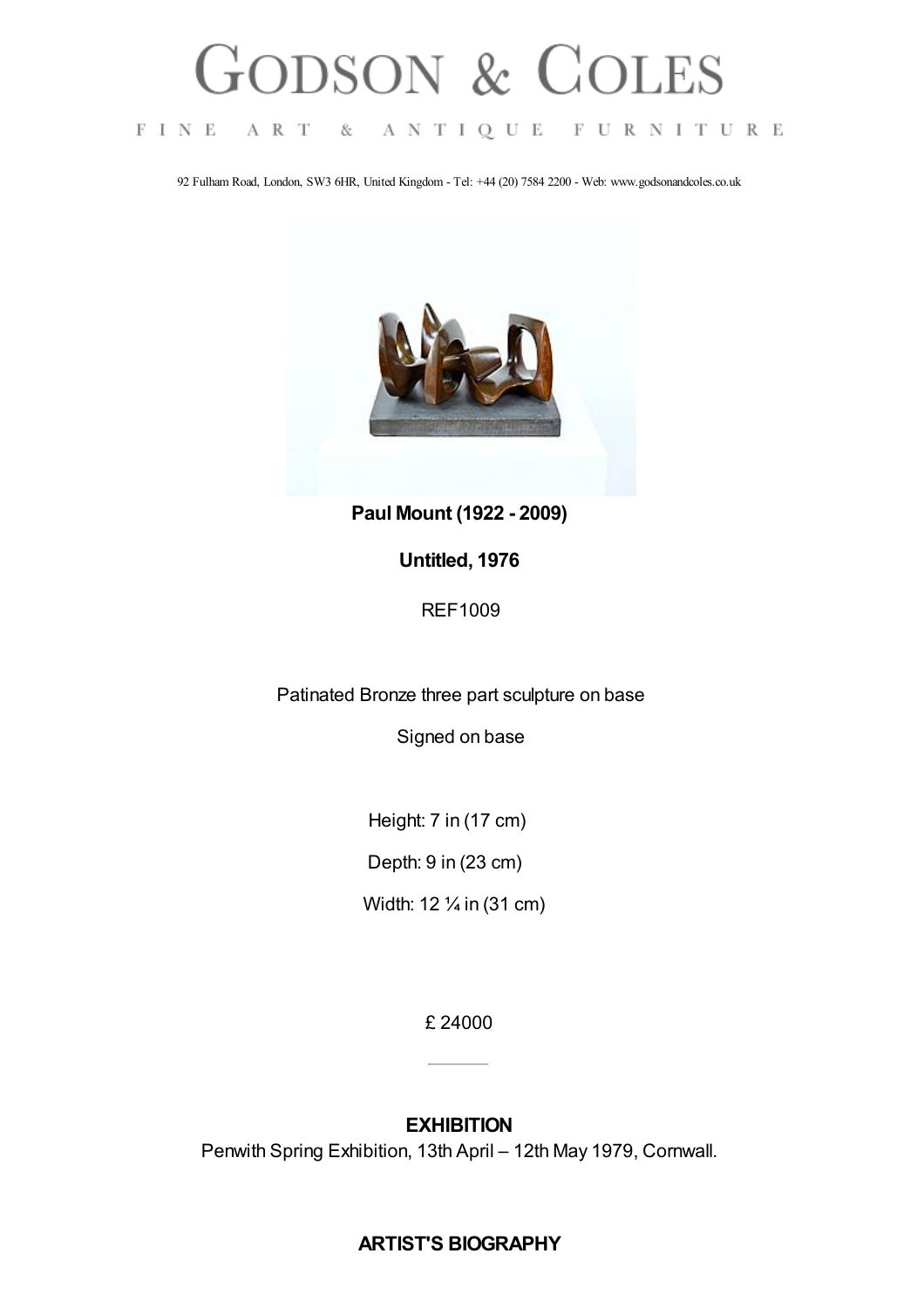# GODSON & COLES

FINE ART & ANTIQUE FURNITURE

92 Fulham Road, London, SW3 6HR, United Kingdom - Tel: +44 (20) 7584 2200 - Web: www.godsonandcoles.co.uk

**Paul Mount (1922 - 2009)**

**Untitled, 1976**

REF1009

Patinated Bronze three part sculpture on base

Signed on base

Height: 7 in (17 cm)

Depth: 9 in (23 cm)

Width: 12 ¼ in (31 cm)

£ 24000

---

**EXHIBITION**

Penwith Spring Exhibition, 13th April – 12th May 1979, Cornwall.

**ARTIST'S BIOGRAPHY**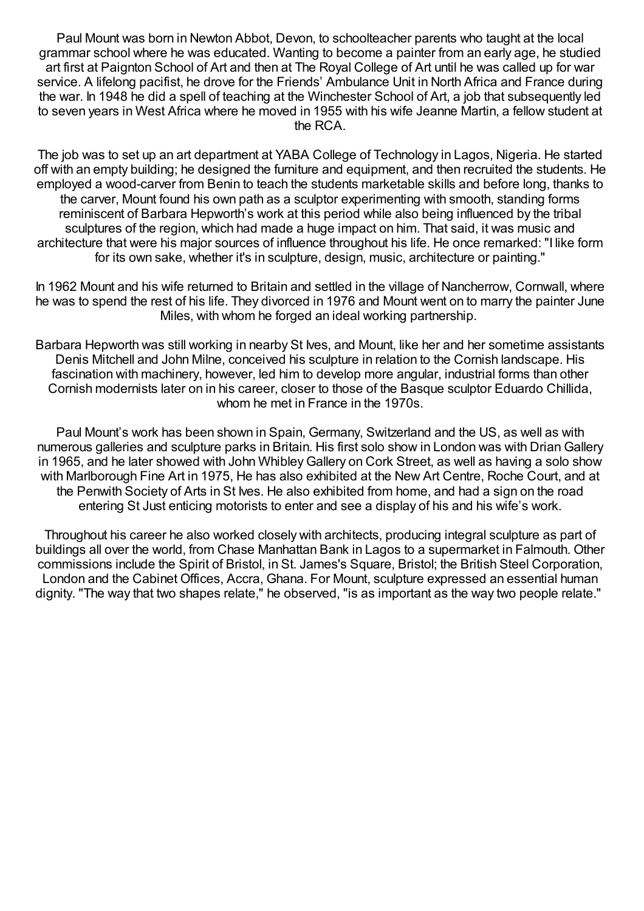Paul Mount was born in Newton Abbot, Devon, to schoolteacher parents who taught at the local grammar school where he was educated. Wanting to become a painter from an early age, he studied art first at Paignton School of Art and then at The Royal College of Art until he was called up for war service. A lifelong pacifist, he drove for the Friends' Ambulance Unit in North Africa and France during the war. In 1948 he did a spell of teaching at the Winchester School of Art, a job that subsequently led to seven years in West Africa where he moved in 1955 with his wife Jeanne Martin, a fellow student at the RCA.

The job was to set up an art department at YABA College of Technology in Lagos, Nigeria. He started off with an empty building; he designed the furniture and equipment, and then recruited the students. He employed a wood-carver from Benin to teach the students marketable skills and before long, thanks to the carver, Mount found his own path as a sculptor experimenting with smooth, standing forms reminiscent of Barbara Hepworth's work at this period while also being influenced by the tribal sculptures of the region, which had made a huge impact on him. That said, it was music and architecture that were his major sources of influence throughout his life. He once remarked: "I like form for its own sake, whether it's in sculpture, design, music, architecture or painting."

In 1962 Mount and his wife returned to Britain and settled in the village of Nancherrow, Cornwall, where he was to spend the rest of his life. They divorced in 1976 and Mount went on to marry the painter June Miles, with whom he forged an ideal working partnership.

Barbara Hepworth was still working in nearby St Ives, and Mount, like her and her sometime assistants Denis Mitchell and John Milne, conceived his sculpture in relation to the Cornish landscape. His fascination with machinery, however, led him to develop more angular, industrial forms than other Cornish modernists later on in his career, closer to those of the Basque sculptor Eduardo Chillida, whom he met in France in the 1970s.

Paul Mount's work has been shown in Spain, Germany, Switzerland and the US, as well as with numerous galleries and sculpture parks in Britain. His first solo show in London was with Drian Gallery in 1965, and he later showed with John Whibley Gallery on Cork Street, as well as having a solo show with Marlborough Fine Art in 1975, He has also exhibited at the New Art Centre, Roche Court, and at the Penwith Society of Arts in St Ives. He also exhibited from home, and had a sign on the road entering St Just enticing motorists to enter and see a display of his and his wife's work.

Throughout his career he also worked closely with architects, producing integral sculpture as part of buildings all over the world, from Chase Manhattan Bank in Lagos to a supermarket in Falmouth. Other commissions include the Spirit of Bristol, in St. James's Square, Bristol; the British Steel Corporation, London and the Cabinet Offices, Accra, Ghana. For Mount, sculpture expressed an essential human dignity. "The way that two shapes relate," he observed, "is as important as the way two people relate."